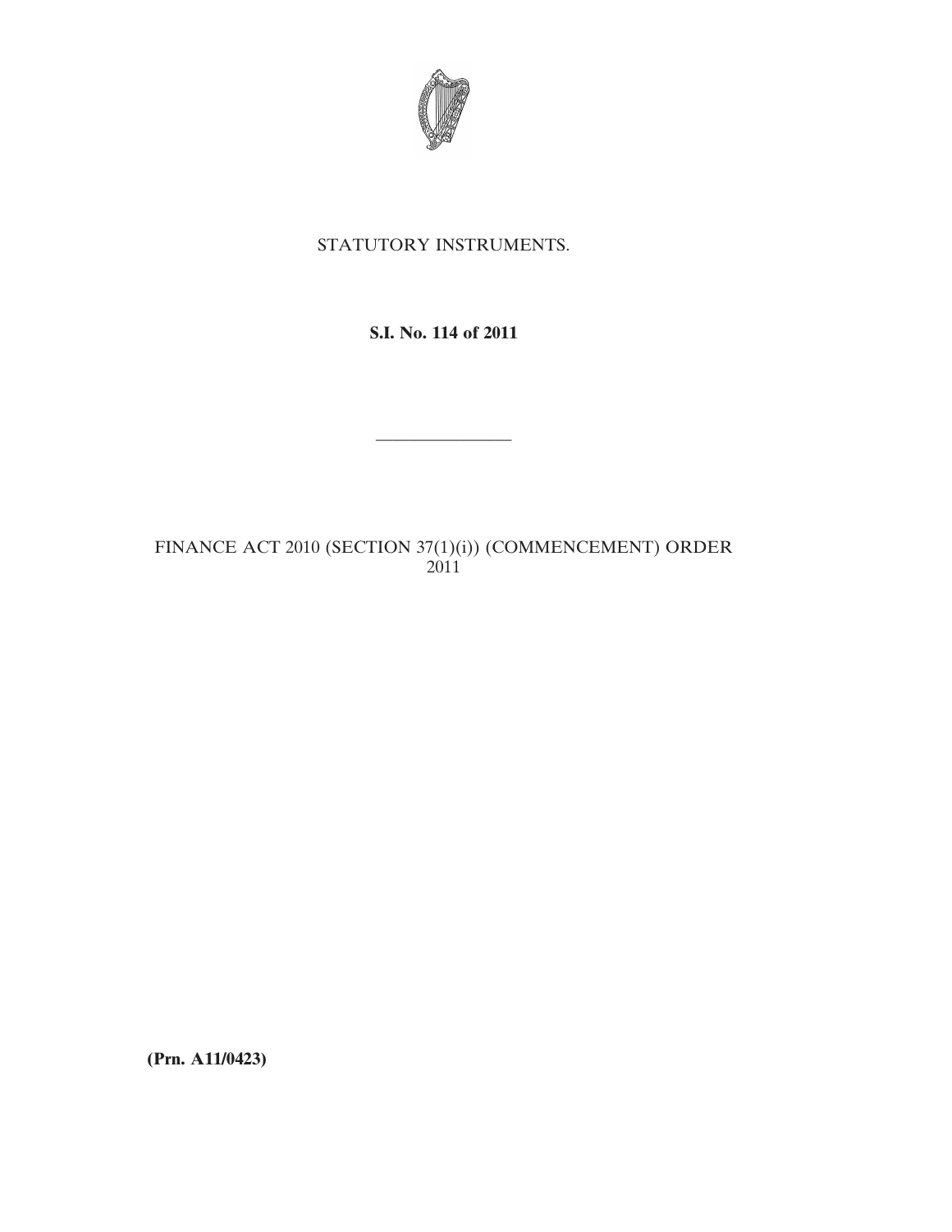STATUTORY INSTRUMENTS.

**S.I. No. 114 of 2011**

---

FINANCE ACT 2010 (SECTION 37(1)(i)) (COMMENCEMENT) ORDER 2011

**(Prn. A11/0423)**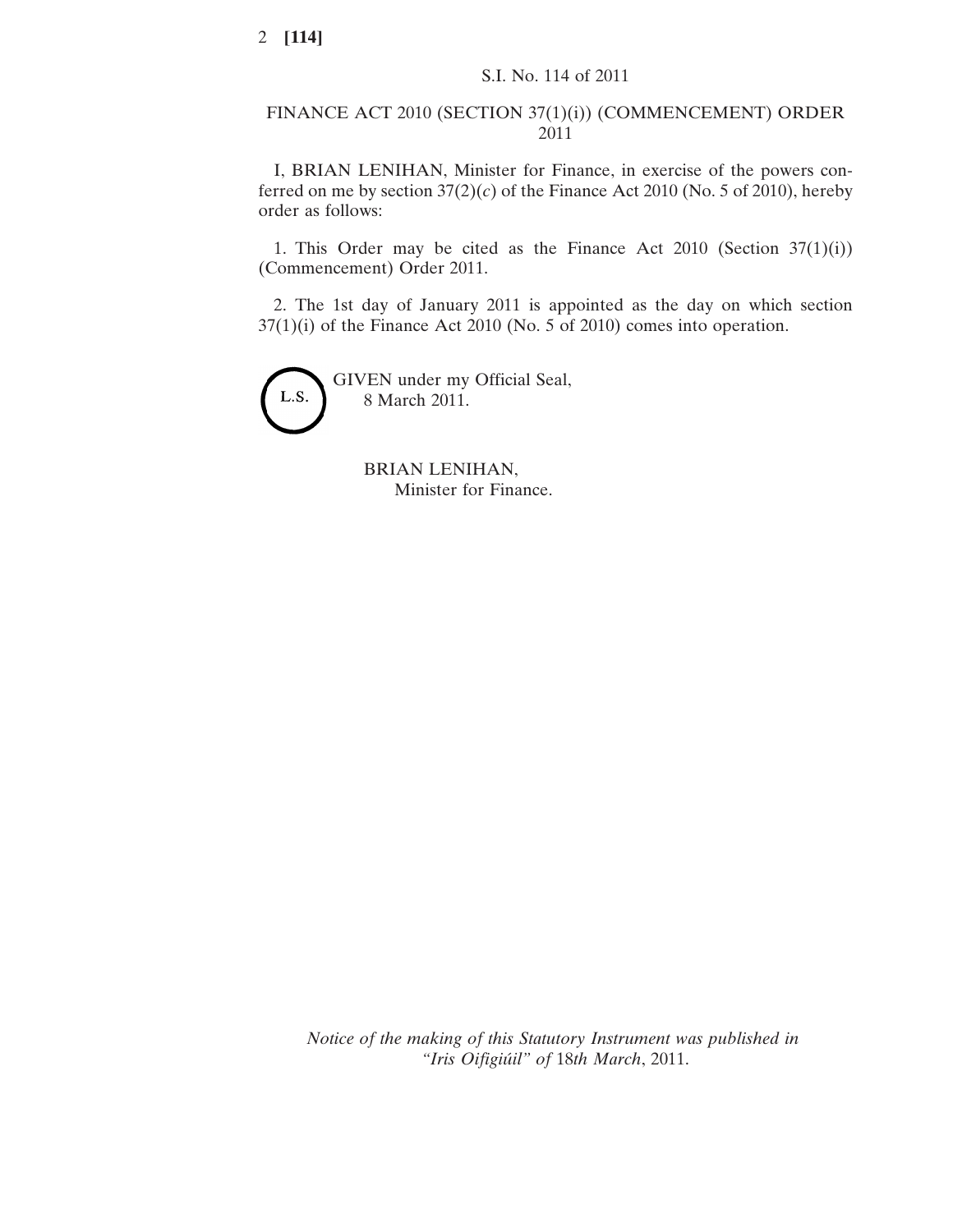S.I. No. 114 of 2011

# FINANCE ACT 2010 (SECTION 37(1)(i)) (COMMENCEMENT) ORDER 2011

I, BRIAN LENIHAN, Minister for Finance, in exercise of the powers conferred on me by section 37(2)(*c*) of the Finance Act 2010 (No. 5 of 2010), hereby order as follows:

1. This Order may be cited as the Finance Act 2010 (Section 37(1)(i)) (Commencement) Order 2011.

2. The 1st day of January 2011 is appointed as the day on which section 37(1)(i) of the Finance Act 2010 (No. 5 of 2010) comes into operation.

L.S.

GIVEN under my Official Seal,
8 March 2011.

BRIAN LENIHAN,
Minister for Finance.

*Notice of the making of this Statutory Instrument was published in "Iris Oifigiúil" of 18th March, 2011.*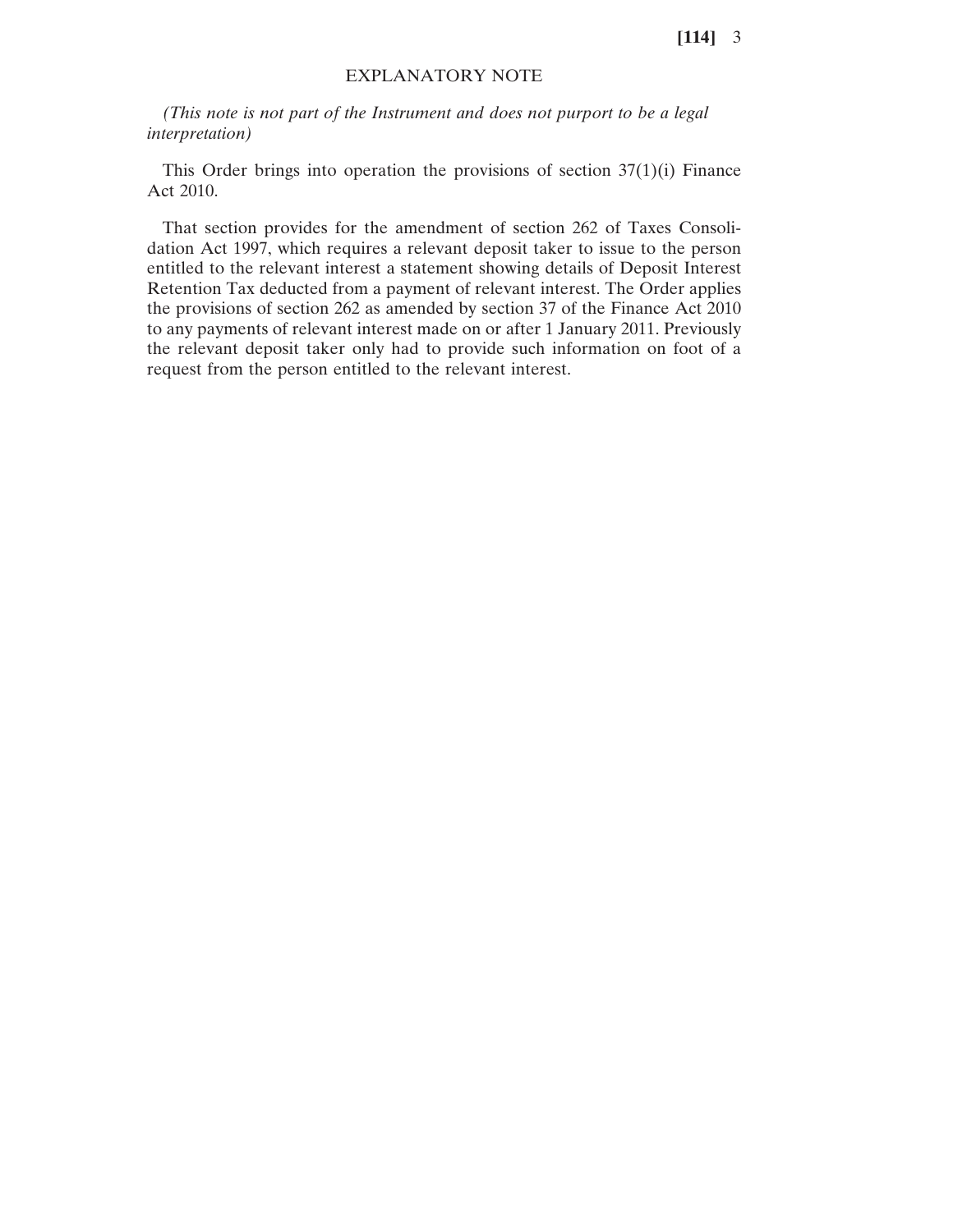## EXPLANATORY NOTE

*(This note is not part of the Instrument and does not purport to be a legal interpretation)*

This Order brings into operation the provisions of section 37(1)(i) Finance Act 2010.

That section provides for the amendment of section 262 of Taxes Consolidation Act 1997, which requires a relevant deposit taker to issue to the person entitled to the relevant interest a statement showing details of Deposit Interest Retention Tax deducted from a payment of relevant interest. The Order applies the provisions of section 262 as amended by section 37 of the Finance Act 2010 to any payments of relevant interest made on or after 1 January 2011. Previously the relevant deposit taker only had to provide such information on foot of a request from the person entitled to the relevant interest.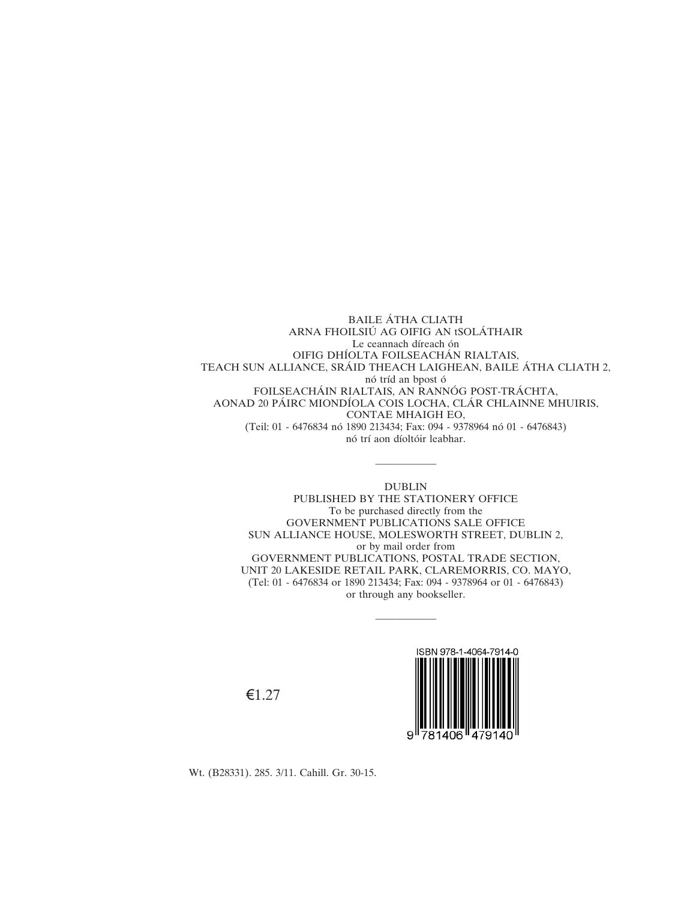BAILE ÁTHA CLIATH
ARNA FHOILSIÚ AG OIFIG AN tSOLÁTHAIR
Le ceannach díreach ón
OIFIG DHÍOLTA FOILSEACHÁN RIALTAIS,
TEACH SUN ALLIANCE, SRÁID THEACH LAIGHEAN, BAILE ÁTHA CLIATH 2,
nó tríd an bpost ó
FOILSEACHÁIN RIALTAIS, AN RANNÓG POST-TRÁCHTA,
AONAD 20 PÁIRC MIONDÍOLA COIS LOCHA, CLÁR CHLAINNE MHUIRIS,
CONTAE MHAIGH EO,
(Teil: 01 - 6476834 nó 1890 213434; Fax: 094 - 9378964 nó 01 - 6476843)
nó trí aon díoltóir leabhar.

---

DUBLIN
PUBLISHED BY THE STATIONERY OFFICE
To be purchased directly from the
GOVERNMENT PUBLICATIONS SALE OFFICE
SUN ALLIANCE HOUSE, MOLESWORTH STREET, DUBLIN 2,
or by mail order from
GOVERNMENT PUBLICATIONS, POSTAL TRADE SECTION,
UNIT 20 LAKESIDE RETAIL PARK, CLAREMORRIS, CO. MAYO,
(Tel: 01 - 6476834 or 1890 213434; Fax: 094 - 9378964 or 01 - 6476843)
or through any bookseller.

---

€1.27

ISBN 978-1-4064-7914-0

9 781406 479140

Wt. (B28331). 285. 3/11. Cahill. Gr. 30-15.